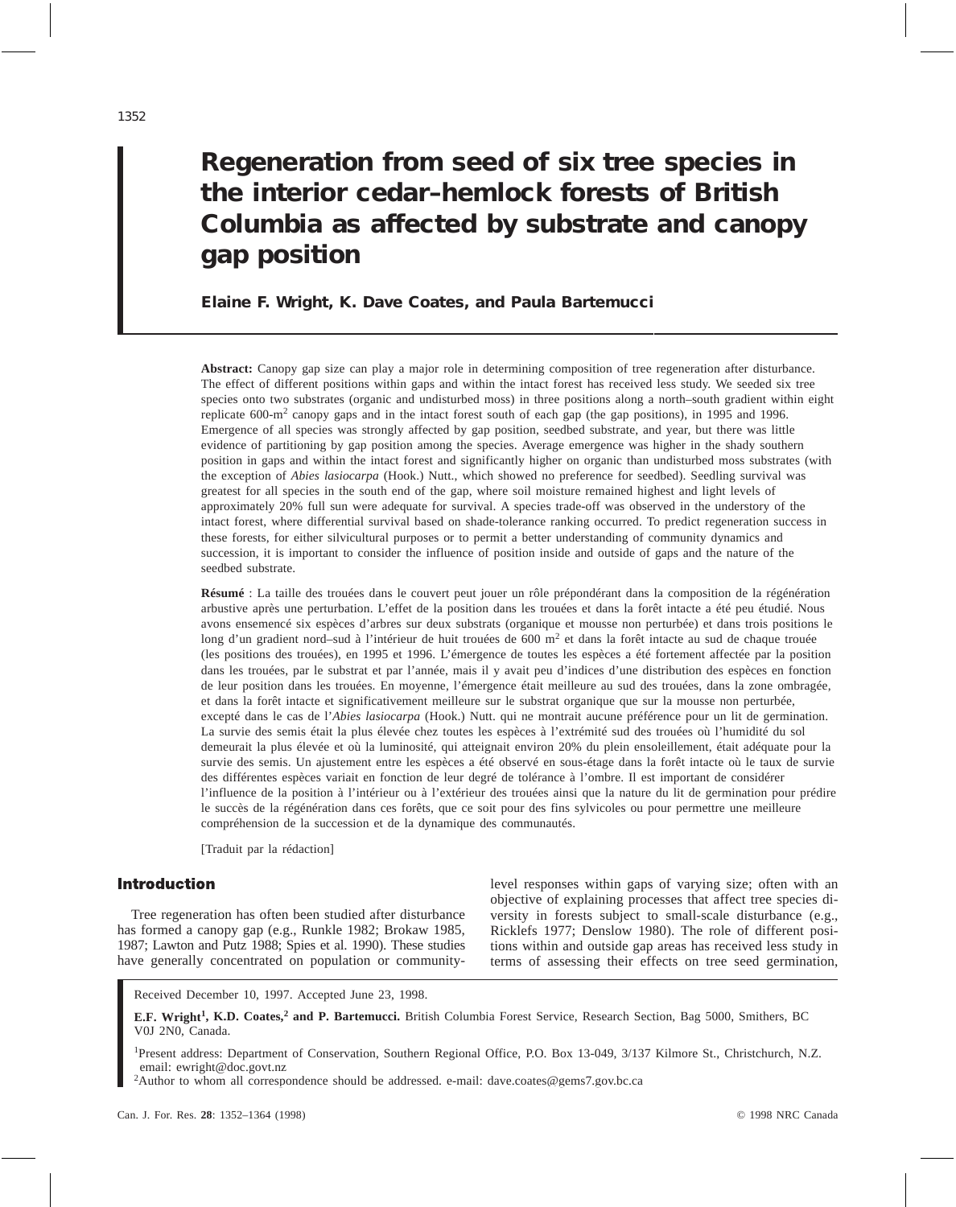# Regeneration from seed of six tree species in the interior cedar–hemlock forests of British Columbia as affected by substrate and canopy gap position

**Elaine F. Wright, K. Dave Coates, and Paula Bartemucci**

**Abstract:** Canopy gap size can play a major role in determining composition of tree regeneration after disturbance. The effect of different positions within gaps and within the intact forest has received less study. We seeded six tree species onto two substrates (organic and undisturbed moss) in three positions along a north–south gradient within eight replicate 600-$m^2$ canopy gaps and in the intact forest south of each gap (the gap positions), in 1995 and 1996. Emergence of all species was strongly affected by gap position, seedbed substrate, and year, but there was little evidence of partitioning by gap position among the species. Average emergence was higher in the shady southern position in gaps and within the intact forest and significantly higher on organic than undisturbed moss substrates (with the exception of *Abies lasiocarpa* (Hook.) Nutt., which showed no preference for seedbed). Seedling survival was greatest for all species in the south end of the gap, where soil moisture remained highest and light levels of approximately 20% full sun were adequate for survival. A species trade-off was observed in the understory of the intact forest, where differential survival based on shade-tolerance ranking occurred. To predict regeneration success in these forests, for either silvicultural purposes or to permit a better understanding of community dynamics and succession, it is important to consider the influence of position inside and outside of gaps and the nature of the seedbed substrate.

**Résumé** : La taille des trouées dans le couvert peut jouer un rôle prépondérant dans la composition de la régénération arbustive après une perturbation. L'effet de la position dans les trouées et dans la forêt intacte a été peu étudié. Nous avons ensemencé six espèces d'arbres sur deux substrats (organique et mousse non perturbée) et dans trois positions le long d'un gradient nord–sud à l'intérieur de huit trouées de 600 $m^2$ et dans la forêt intacte au sud de chaque trouée (les positions des trouées), en 1995 et 1996. L'émergence de toutes les espèces a été fortement affectée par la position dans les trouées, par le substrat et par l'année, mais il y avait peu d'indices d'une distribution des espèces en fonction de leur position dans les trouées. En moyenne, l'émergence était meilleure au sud des trouées, dans la zone ombragée, et dans la forêt intacte et significativement meilleure sur le substrat organique que sur la mousse non perturbée, excepté dans le cas de l'*Abies lasiocarpa* (Hook.) Nutt. qui ne montrait aucune préférence pour un lit de germination. La survie des semis était la plus élevée chez toutes les espèces à l'extrémité sud des trouées où l'humidité du sol demeurait la plus élevée et où la luminosité, qui atteignait environ 20% du plein ensoleillement, était adéquate pour la survie des semis. Un ajustement entre les espèces a été observé en sous-étage dans la forêt intacte où le taux de survie des différentes espèces variait en fonction de leur degré de tolérance à l'ombre. Il est important de considérer l'influence de la position à l'intérieur ou à l'extérieur des trouées ainsi que la nature du lit de germination pour prédire le succès de la régénération dans ces forêts, que ce soit pour des fins sylvicoles ou pour permettre une meilleure compréhension de la succession et de la dynamique des communautés.

[Traduit par la rédaction]

## Introduction

Tree regeneration has often been studied after disturbance has formed a canopy gap (e.g., Runkle 1982; Brokaw 1985, 1987; Lawton and Putz 1988; Spies et al. 1990). These studies have generally concentrated on population or community-level responses within gaps of varying size; often with an objective of explaining processes that affect tree species diversity in forests subject to small-scale disturbance (e.g., Ricklefs 1977; Denslow 1980). The role of different positions within and outside gap areas has received less study in terms of assessing their effects on tree seed germination,

Received December 10, 1997. Accepted June 23, 1998.

**E.F. Wright[1], K.D. Coates,[2] and P. Bartemucci.** British Columbia Forest Service, Research Section, Bag 5000, Smithers, BC V0J 2N0, Canada.

[1]Present address: Department of Conservation, Southern Regional Office, P.O. Box 13-049, 3/137 Kilmore St., Christchurch, N.Z. email: ewright@doc.govt.nz

[2]Author to whom all correspondence should be addressed. e-mail: dave.coates@gems7.gov.bc.ca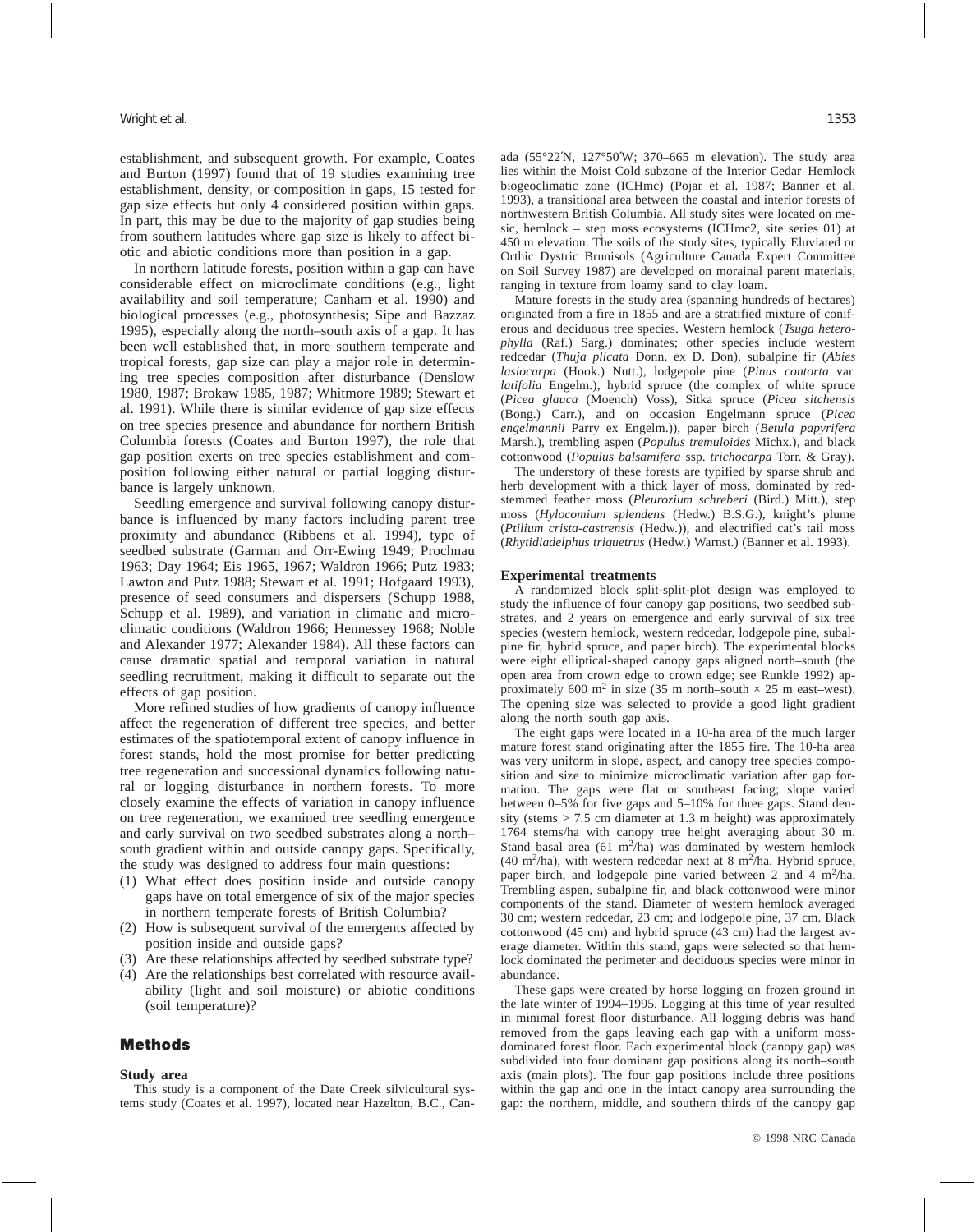establishment, and subsequent growth. For example, Coates and Burton (1997) found that of 19 studies examining tree establishment, density, or composition in gaps, 15 tested for gap size effects but only 4 considered position within gaps. In part, this may be due to the majority of gap studies being from southern latitudes where gap size is likely to affect biotic and abiotic conditions more than position in a gap.

In northern latitude forests, position within a gap can have considerable effect on microclimate conditions (e.g., light availability and soil temperature; Canham et al. 1990) and biological processes (e.g., photosynthesis; Sipe and Bazzaz 1995), especially along the north–south axis of a gap. It has been well established that, in more southern temperate and tropical forests, gap size can play a major role in determining tree species composition after disturbance (Denslow 1980, 1987; Brokaw 1985, 1987; Whitmore 1989; Stewart et al. 1991). While there is similar evidence of gap size effects on tree species presence and abundance for northern British Columbia forests (Coates and Burton 1997), the role that gap position exerts on tree species establishment and composition following either natural or partial logging disturbance is largely unknown.

Seedling emergence and survival following canopy disturbance is influenced by many factors including parent tree proximity and abundance (Ribbens et al. 1994), type of seedbed substrate (Garman and Orr-Ewing 1949; Prochnau 1963; Day 1964; Eis 1965, 1967; Waldron 1966; Putz 1983; Lawton and Putz 1988; Stewart et al. 1991; Hofgaard 1993), presence of seed consumers and dispersers (Schupp 1988, Schupp et al. 1989), and variation in climatic and microclimatic conditions (Waldron 1966; Hennessey 1968; Noble and Alexander 1977; Alexander 1984). All these factors can cause dramatic spatial and temporal variation in natural seedling recruitment, making it difficult to separate out the effects of gap position.

More refined studies of how gradients of canopy influence affect the regeneration of different tree species, and better estimates of the spatiotemporal extent of canopy influence in forest stands, hold the most promise for better predicting tree regeneration and successional dynamics following natural or logging disturbance in northern forests. To more closely examine the effects of variation in canopy influence on tree regeneration, we examined tree seedling emergence and early survival on two seedbed substrates along a north–south gradient within and outside canopy gaps. Specifically, the study was designed to address four main questions:

(1) What effect does position inside and outside canopy gaps have on total emergence of six of the major species in northern temperate forests of British Columbia?
(2) How is subsequent survival of the emergents affected by position inside and outside gaps?
(3) Are these relationships affected by seedbed substrate type?
(4) Are the relationships best correlated with resource availability (light and soil moisture) or abiotic conditions (soil temperature)?

## Methods

### Study area

This study is a component of the Date Creek silvicultural systems study (Coates et al. 1997), located near Hazelton, B.C., Canada (55°22′N, 127°50′W; 370–665 m elevation). The study area lies within the Moist Cold subzone of the Interior Cedar–Hemlock biogeoclimatic zone (ICHmc) (Pojar et al. 1987; Banner et al. 1993), a transitional area between the coastal and interior forests of northwestern British Columbia. All study sites were located on mesic, hemlock – step moss ecosystems (ICHmc2, site series 01) at 450 m elevation. The soils of the study sites, typically Eluviated or Orthic Dystric Brunisols (Agriculture Canada Expert Committee on Soil Survey 1987) are developed on morainal parent materials, ranging in texture from loamy sand to clay loam.

Mature forests in the study area (spanning hundreds of hectares) originated from a fire in 1855 and are a stratified mixture of coniferous and deciduous tree species. Western hemlock (*Tsuga heterophylla* (Raf.) Sarg.) dominates; other species include western redcedar (*Thuja plicata* Donn. ex D. Don), subalpine fir (*Abies lasiocarpa* (Hook.) Nutt.), lodgepole pine (*Pinus contorta* var. *latifolia* Engelm.), hybrid spruce (the complex of white spruce (*Picea glauca* (Moench) Voss), Sitka spruce (*Picea sitchensis* (Bong.) Carr.), and on occasion Engelmann spruce (*Picea engelmannii* Parry ex Engelm.)), paper birch (*Betula papyrifera* Marsh.), trembling aspen (*Populus tremuloides* Michx.), and black cottonwood (*Populus balsamifera* ssp. *trichocarpa* Torr. & Gray).

The understory of these forests are typified by sparse shrub and herb development with a thick layer of moss, dominated by red-stemmed feather moss (*Pleurozium schreberi* (Bird.) Mitt.), step moss (*Hylocomium splendens* (Hedw.) B.S.G.), knight's plume (*Ptilium crista-castrensis* (Hedw.)), and electrified cat's tail moss (*Rhytidiadelphus triquetrus* (Hedw.) Warnst.) (Banner et al. 1993).

### Experimental treatments

A randomized block split-split-plot design was employed to study the influence of four canopy gap positions, two seedbed substrates, and 2 years on emergence and early survival of six tree species (western hemlock, western redcedar, lodgepole pine, subalpine fir, hybrid spruce, and paper birch). The experimental blocks were eight elliptical-shaped canopy gaps aligned north–south (the open area from crown edge to crown edge; see Runkle 1992) approximately 600 m$^2$ in size (35 m north–south × 25 m east–west). The opening size was selected to provide a good light gradient along the north–south gap axis.

The eight gaps were located in a 10-ha area of the much larger mature forest stand originating after the 1855 fire. The 10-ha area was very uniform in slope, aspect, and canopy tree species composition and size to minimize microclimatic variation after gap formation. The gaps were flat or southeast facing; slope varied between 0–5% for five gaps and 5–10% for three gaps. Stand density (stems > 7.5 cm diameter at 1.3 m height) was approximately 1764 stems/ha with canopy tree height averaging about 30 m. Stand basal area (61 m$^2$/ha) was dominated by western hemlock (40 m$^2$/ha), with western redcedar next at 8 m$^2$/ha. Hybrid spruce, paper birch, and lodgepole pine varied between 2 and 4 m$^2$/ha. Trembling aspen, subalpine fir, and black cottonwood were minor components of the stand. Diameter of western hemlock averaged 30 cm; western redcedar, 23 cm; and lodgepole pine, 37 cm. Black cottonwood (45 cm) and hybrid spruce (43 cm) had the largest average diameter. Within this stand, gaps were selected so that hemlock dominated the perimeter and deciduous species were minor in abundance.

These gaps were created by horse logging on frozen ground in the late winter of 1994–1995. Logging at this time of year resulted in minimal forest floor disturbance. All logging debris was hand removed from the gaps leaving each gap with a uniform moss-dominated forest floor. Each experimental block (canopy gap) was subdivided into four dominant gap positions along its north–south axis (main plots). The four gap positions include three positions within the gap and one in the intact canopy area surrounding the gap: the northern, middle, and southern thirds of the canopy gap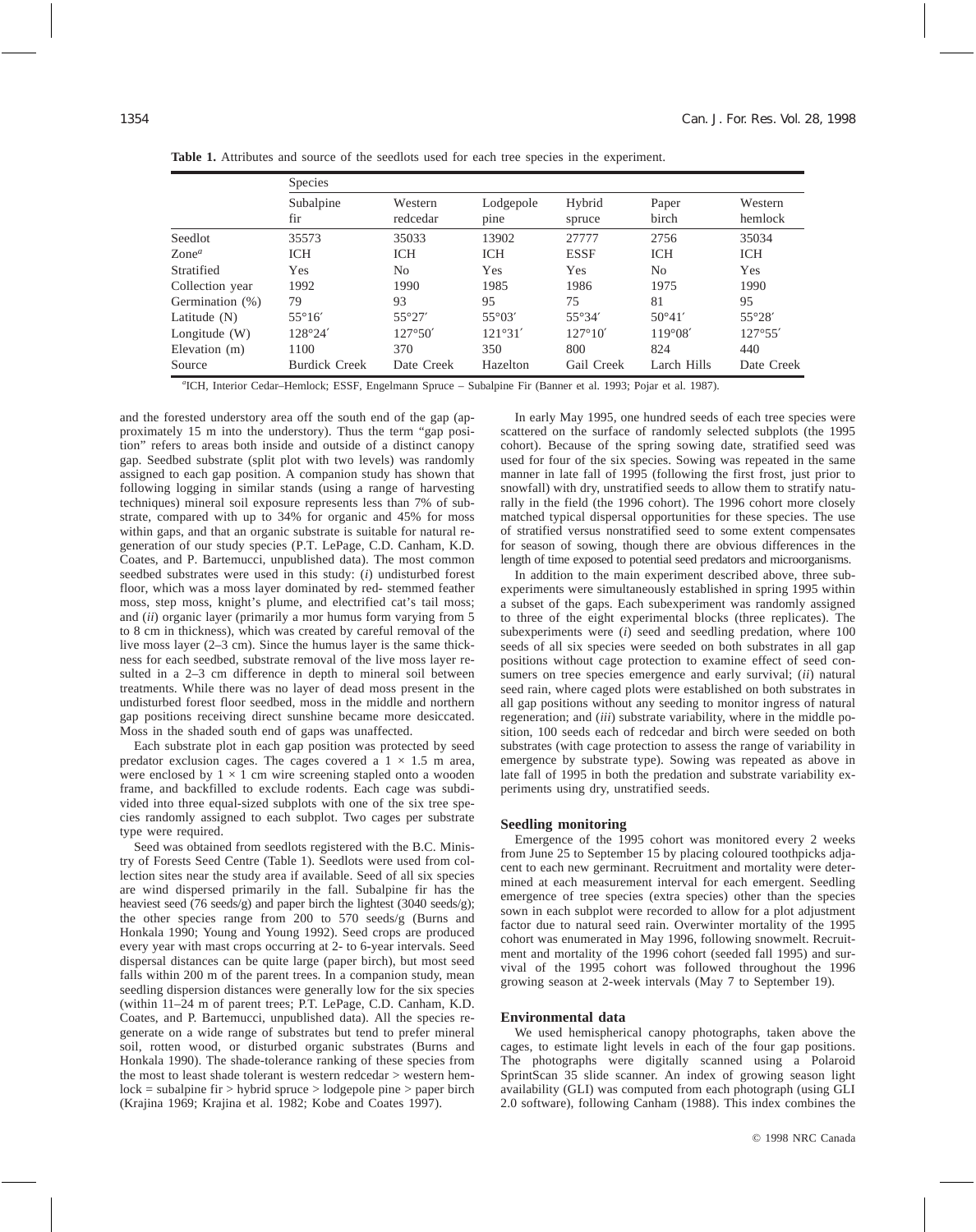**Table 1.** Attributes and source of the seedlots used for each tree species in the experiment.

| | Species | | | | | |
|---|---|---|---|---|---|---|
| | Subalpine fir | Western redcedar | Lodgepole pine | Hybrid spruce | Paper birch | Western hemlock |
| Seedlot | 35573 | 35033 | 13902 | 27777 | 2756 | 35034 |
| Zone[a] | ICH | ICH | ICH | ESSF | ICH | ICH |
| Stratified | Yes | No | Yes | Yes | No | Yes |
| Collection year | 1992 | 1990 | 1985 | 1986 | 1975 | 1990 |
| Germination (%) | 79 | 93 | 95 | 75 | 81 | 95 |
| Latitude (N) | 55°16′ | 55°27′ | 55°03′ | 55°34′ | 50°41′ | 55°28′ |
| Longitude (W) | 128°24′ | 127°50′ | 121°31′ | 127°10′ | 119°08′ | 127°55′ |
| Elevation (m) | 1100 | 370 | 350 | 800 | 824 | 440 |
| Source | Burdick Creek | Date Creek | Hazelton | Gail Creek | Larch Hills | Date Creek |

[a]ICH, Interior Cedar–Hemlock; ESSF, Engelmann Spruce – Subalpine Fir (Banner et al. 1993; Pojar et al. 1987).

and the forested understory area off the south end of the gap (approximately 15 m into the understory). Thus the term "gap position" refers to areas both inside and outside of a distinct canopy gap. Seedbed substrate (split plot with two levels) was randomly assigned to each gap position. A companion study has shown that following logging in similar stands (using a range of harvesting techniques) mineral soil exposure represents less than 7% of substrate, compared with up to 34% for organic and 45% for moss within gaps, and that an organic substrate is suitable for natural regeneration of our study species (P.T. LePage, C.D. Canham, K.D. Coates, and P. Bartemucci, unpublished data). The most common seedbed substrates were used in this study: (*i*) undisturbed forest floor, which was a moss layer dominated by red- stemmed feather moss, step moss, knight's plume, and electrified cat's tail moss; and (*ii*) organic layer (primarily a mor humus form varying from 5 to 8 cm in thickness), which was created by careful removal of the live moss layer (2–3 cm). Since the humus layer is the same thickness for each seedbed, substrate removal of the live moss layer resulted in a 2–3 cm difference in depth to mineral soil between treatments. While there was no layer of dead moss present in the undisturbed forest floor seedbed, moss in the middle and northern gap positions receiving direct sunshine became more desiccated. Moss in the shaded south end of gaps was unaffected.

Each substrate plot in each gap position was protected by seed predator exclusion cages. The cages covered a 1 × 1.5 m area, were enclosed by 1 × 1 cm wire screening stapled onto a wooden frame, and backfilled to exclude rodents. Each cage was subdivided into three equal-sized subplots with one of the six tree species randomly assigned to each subplot. Two cages per substrate type were required.

Seed was obtained from seedlots registered with the B.C. Ministry of Forests Seed Centre (Table 1). Seedlots were used from collection sites near the study area if available. Seed of all six species are wind dispersed primarily in the fall. Subalpine fir has the heaviest seed (76 seeds/g) and paper birch the lightest (3040 seeds/g); the other species range from 200 to 570 seeds/g (Burns and Honkala 1990; Young and Young 1992). Seed crops are produced every year with mast crops occurring at 2- to 6-year intervals. Seed dispersal distances can be quite large (paper birch), but most seed falls within 200 m of the parent trees. In a companion study, mean seedling dispersion distances were generally low for the six species (within 11–24 m of parent trees; P.T. LePage, C.D. Canham, K.D. Coates, and P. Bartemucci, unpublished data). All the species regenerate on a wide range of substrates but tend to prefer mineral soil, rotten wood, or disturbed organic substrates (Burns and Honkala 1990). The shade-tolerance ranking of these species from the most to least shade tolerant is western redcedar > western hemlock = subalpine fir > hybrid spruce > lodgepole pine > paper birch (Krajina 1969; Krajina et al. 1982; Kobe and Coates 1997).

In early May 1995, one hundred seeds of each tree species were scattered on the surface of randomly selected subplots (the 1995 cohort). Because of the spring sowing date, stratified seed was used for four of the six species. Sowing was repeated in the same manner in late fall of 1995 (following the first frost, just prior to snowfall) with dry, unstratified seeds to allow them to stratify naturally in the field (the 1996 cohort). The 1996 cohort more closely matched typical dispersal opportunities for these species. The use of stratified versus nonstratified seed to some extent compensates for season of sowing, though there are obvious differences in the length of time exposed to potential seed predators and microorganisms.

In addition to the main experiment described above, three subexperiments were simultaneously established in spring 1995 within a subset of the gaps. Each subexperiment was randomly assigned to three of the eight experimental blocks (three replicates). The subexperiments were (*i*) seed and seedling predation, where 100 seeds of all six species were seeded on both substrates in all gap positions without cage protection to examine effect of seed consumers on tree species emergence and early survival; (*ii*) natural seed rain, where caged plots were established on both substrates in all gap positions without any seeding to monitor ingress of natural regeneration; and (*iii*) substrate variability, where in the middle position, 100 seeds each of redcedar and birch were seeded on both substrates (with cage protection to assess the range of variability in emergence by substrate type). Sowing was repeated as above in late fall of 1995 in both the predation and substrate variability experiments using dry, unstratified seeds.

### Seedling monitoring

Emergence of the 1995 cohort was monitored every 2 weeks from June 25 to September 15 by placing coloured toothpicks adjacent to each new germinant. Recruitment and mortality were determined at each measurement interval for each emergent. Seedling emergence of tree species (extra species) other than the species sown in each subplot were recorded to allow for a plot adjustment factor due to natural seed rain. Overwinter mortality of the 1995 cohort was enumerated in May 1996, following snowmelt. Recruitment and mortality of the 1996 cohort (seeded fall 1995) and survival of the 1995 cohort was followed throughout the 1996 growing season at 2-week intervals (May 7 to September 19).

### Environmental data

We used hemispherical canopy photographs, taken above the cages, to estimate light levels in each of the four gap positions. The photographs were digitally scanned using a Polaroid SprintScan 35 slide scanner. An index of growing season light availability (GLI) was computed from each photograph (using GLI 2.0 software), following Canham (1988). This index combines the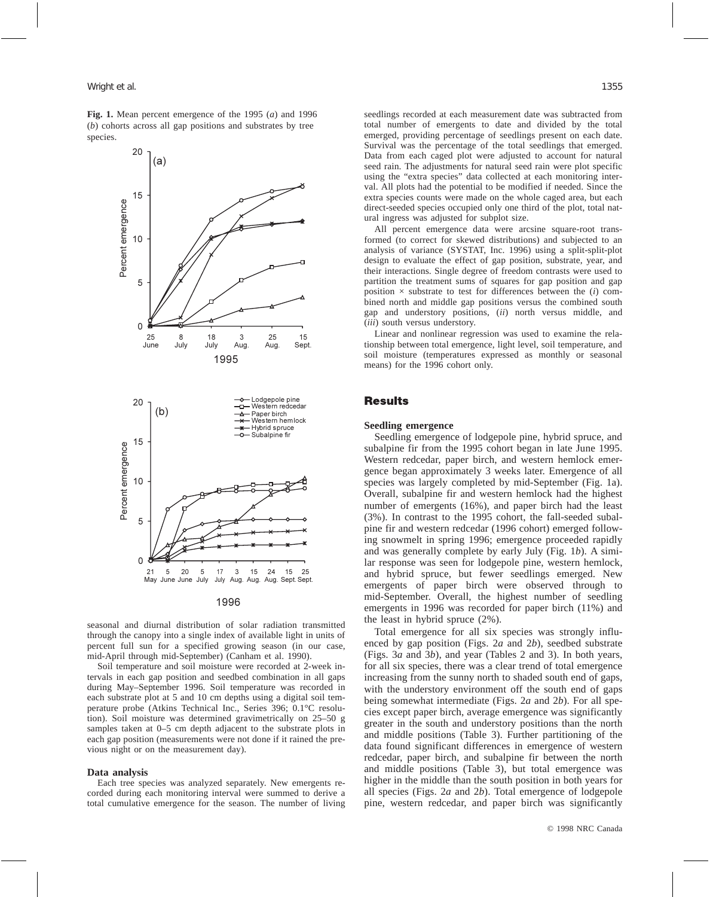**Fig. 1.** Mean percent emergence of the 1995 (*a*) and 1996 (*b*) cohorts across all gap positions and substrates by tree species.

seasonal and diurnal distribution of solar radiation transmitted through the canopy into a single index of available light in units of percent full sun for a specified growing season (in our case, mid-April through mid-September) (Canham et al. 1990).

Soil temperature and soil moisture were recorded at 2-week intervals in each gap position and seedbed combination in all gaps during May–September 1996. Soil temperature was recorded in each substrate plot at 5 and 10 cm depths using a digital soil temperature probe (Atkins Technical Inc., Series 396; 0.1°C resolution). Soil moisture was determined gravimetrically on 25–50 g samples taken at 0–5 cm depth adjacent to the substrate plots in each gap position (measurements were not done if it rained the previous night or on the measurement day).

### Data analysis

Each tree species was analyzed separately. New emergents recorded during each monitoring interval were summed to derive a total cumulative emergence for the season. The number of living seedlings recorded at each measurement date was subtracted from total number of emergents to date and divided by the total emerged, providing percentage of seedlings present on each date. Survival was the percentage of the total seedlings that emerged. Data from each caged plot were adjusted to account for natural seed rain. The adjustments for natural seed rain were plot specific using the "extra species" data collected at each monitoring interval. All plots had the potential to be modified if needed. Since the extra species counts were made on the whole caged area, but each direct-seeded species occupied only one third of the plot, total natural ingress was adjusted for subplot size.

All percent emergence data were arcsine square-root transformed (to correct for skewed distributions) and subjected to an analysis of variance (SYSTAT, Inc. 1996) using a split-split-plot design to evaluate the effect of gap position, substrate, year, and their interactions. Single degree of freedom contrasts were used to partition the treatment sums of squares for gap position and gap position × substrate to test for differences between the (*i*) combined north and middle gap positions versus the combined south gap and understory positions, (*ii*) north versus middle, and (*iii*) south versus understory.

Linear and nonlinear regression was used to examine the relationship between total emergence, light level, soil temperature, and soil moisture (temperatures expressed as monthly or seasonal means) for the 1996 cohort only.

## Results

### Seedling emergence

Seedling emergence of lodgepole pine, hybrid spruce, and subalpine fir from the 1995 cohort began in late June 1995. Western redcedar, paper birch, and western hemlock emergence began approximately 3 weeks later. Emergence of all species was largely completed by mid-September (Fig. 1a). Overall, subalpine fir and western hemlock had the highest number of emergents (16%), and paper birch had the least (3%). In contrast to the 1995 cohort, the fall-seeded subalpine fir and western redcedar (1996 cohort) emerged following snowmelt in spring 1996; emergence proceeded rapidly and was generally complete by early July (Fig. 1*b*). A similar response was seen for lodgepole pine, western hemlock, and hybrid spruce, but fewer seedlings emerged. New emergents of paper birch were observed through to mid-September. Overall, the highest number of seedling emergents in 1996 was recorded for paper birch (11%) and the least in hybrid spruce (2%).

Total emergence for all six species was strongly influenced by gap position (Figs. 2*a* and 2*b*), seedbed substrate (Figs. 3*a* and 3*b*), and year (Tables 2 and 3). In both years, for all six species, there was a clear trend of total emergence increasing from the sunny north to shaded south end of gaps, with the understory environment off the south end of gaps being somewhat intermediate (Figs. 2*a* and 2*b*). For all species except paper birch, average emergence was significantly greater in the south and understory positions than the north and middle positions (Table 3). Further partitioning of the data found significant differences in emergence of western redcedar, paper birch, and subalpine fir between the north and middle positions (Table 3), but total emergence was higher in the middle than the south position in both years for all species (Figs. 2*a* and 2*b*). Total emergence of lodgepole pine, western redcedar, and paper birch was significantly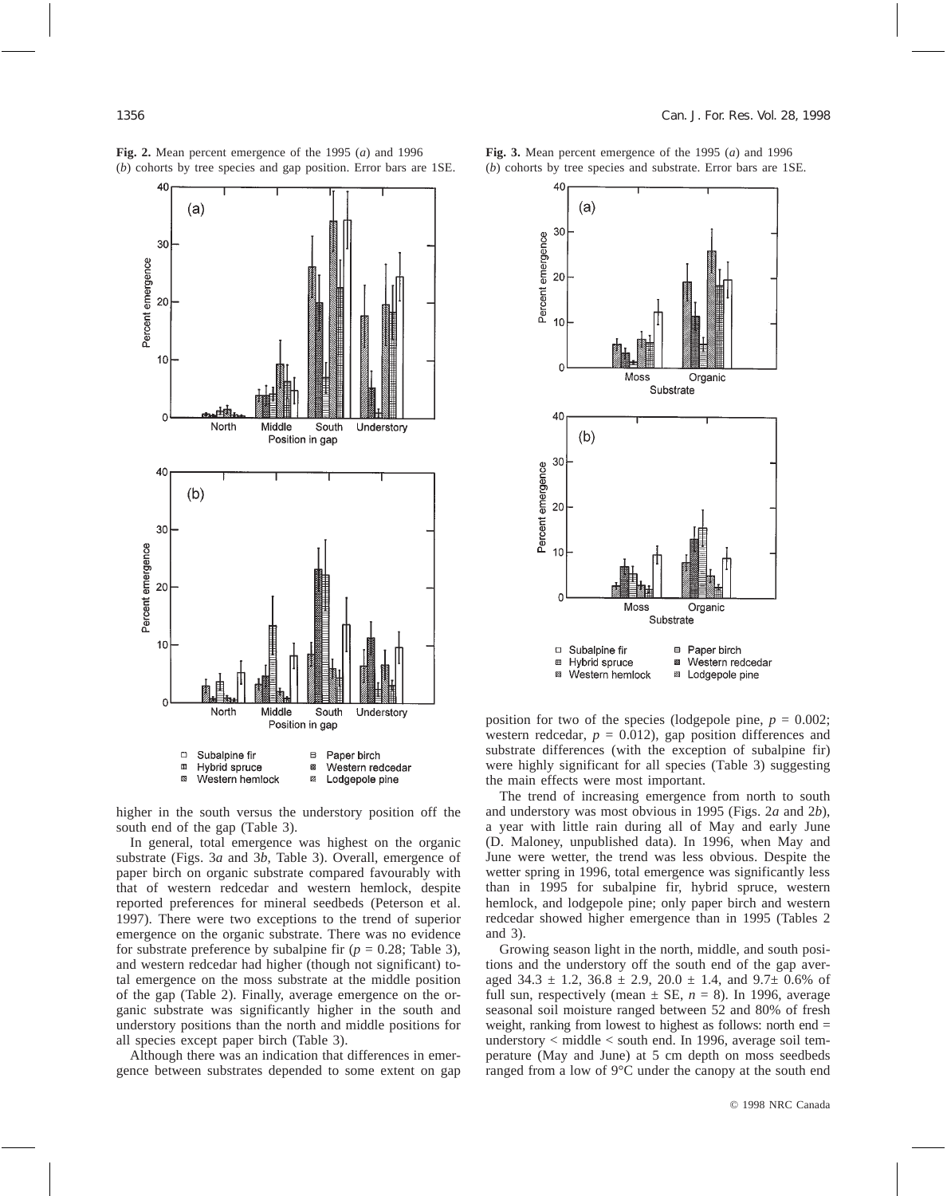**Fig. 2.** Mean percent emergence of the 1995 (*a*) and 1996 (*b*) cohorts by tree species and gap position. Error bars are 1SE.

**Fig. 3.** Mean percent emergence of the 1995 (*a*) and 1996 (*b*) cohorts by tree species and substrate. Error bars are 1SE.

higher in the south versus the understory position off the south end of the gap (Table 3).

In general, total emergence was highest on the organic substrate (Figs. 3*a* and 3*b*, Table 3). Overall, emergence of paper birch on organic substrate compared favourably with that of western redcedar and western hemlock, despite reported preferences for mineral seedbeds (Peterson et al. 1997). There were two exceptions to the trend of superior emergence on the organic substrate. There was no evidence for substrate preference by subalpine fir ($p = 0.28$; Table 3), and western redcedar had higher (though not significant) total emergence on the moss substrate at the middle position of the gap (Table 2). Finally, average emergence on the organic substrate was significantly higher in the south and understory positions than the north and middle positions for all species except paper birch (Table 3).

Although there was an indication that differences in emergence between substrates depended to some extent on gap position for two of the species (lodgepole pine, $p = 0.002$; western redcedar, $p = 0.012$), gap position differences and substrate differences (with the exception of subalpine fir) were highly significant for all species (Table 3) suggesting the main effects were most important.

The trend of increasing emergence from north to south and understory was most obvious in 1995 (Figs. 2*a* and 2*b*), a year with little rain during all of May and early June (D. Maloney, unpublished data). In 1996, when May and June were wetter, the trend was less obvious. Despite the wetter spring in 1996, total emergence was significantly less than in 1995 for subalpine fir, hybrid spruce, western hemlock, and lodgepole pine; only paper birch and western redcedar showed higher emergence than in 1995 (Tables 2 and 3).

Growing season light in the north, middle, and south positions and the understory off the south end of the gap averaged 34.3 ± 1.2, 36.8 ± 2.9, 20.0 ± 1.4, and 9.7± 0.6% of full sun, respectively (mean ± SE, $n = 8$). In 1996, average seasonal soil moisture ranged between 52 and 80% of fresh weight, ranking from lowest to highest as follows: north end = understory < middle < south end. In 1996, average soil temperature (May and June) at 5 cm depth on moss seedbeds ranged from a low of 9°C under the canopy at the south end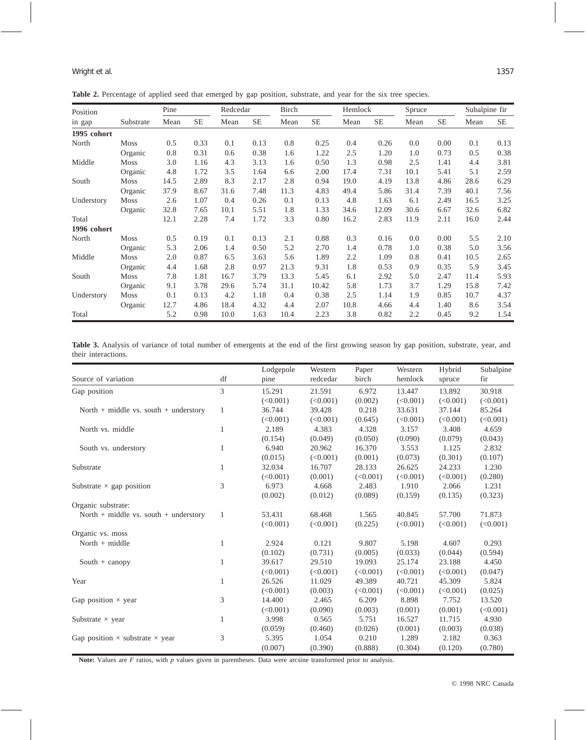**Table 2.** Percentage of applied seed that emerged by gap position, substrate, and year for the six tree species.

| Position in gap | Substrate | Pine | | Redcedar | | Birch | | Hemlock | | Spruce | | Subalpine fir | |
|---|---|---|---|---|---|---|---|---|---|---|---|---|---|
| | | Mean | SE | Mean | SE | Mean | SE | Mean | SE | Mean | SE | Mean | SE |
| **1995 cohort** | | | | | | | | | | | | | |
| North | Moss | 0.5 | 0.33 | 0.1 | 0.13 | 0.8 | 0.25 | 0.4 | 0.26 | 0.0 | 0.00 | 0.1 | 0.13 |
| | Organic | 0.8 | 0.31 | 0.6 | 0.38 | 1.6 | 1.22 | 2.5 | 1.20 | 1.0 | 0.73 | 0.5 | 0.38 |
| Middle | Moss | 3.0 | 1.16 | 4.3 | 3.13 | 1.6 | 0.50 | 1.3 | 0.98 | 2.5 | 1.41 | 4.4 | 3.81 |
| | Organic | 4.8 | 1.72 | 3.5 | 1.64 | 6.6 | 2.00 | 17.4 | 7.31 | 10.1 | 5.41 | 5.1 | 2.59 |
| South | Moss | 14.5 | 2.89 | 8.3 | 2.17 | 2.8 | 0.94 | 19.0 | 4.19 | 13.8 | 4.86 | 28.6 | 6.29 |
| | Organic | 37.9 | 8.67 | 31.6 | 7.48 | 11.3 | 4.83 | 49.4 | 5.86 | 31.4 | 7.39 | 40.1 | 7.56 |
| Understory | Moss | 2.6 | 1.07 | 0.4 | 0.26 | 0.1 | 0.13 | 4.8 | 1.63 | 6.1 | 2.49 | 16.5 | 3.25 |
| | Organic | 32.8 | 7.65 | 10.1 | 5.51 | 1.8 | 1.33 | 34.6 | 12.09 | 30.6 | 6.67 | 32.6 | 6.82 |
| Total | | 12.1 | 2.28 | 7.4 | 1.72 | 3.3 | 0.80 | 16.2 | 2.83 | 11.9 | 2.11 | 16.0 | 2.44 |
| **1996 cohort** | | | | | | | | | | | | | |
| North | Moss | 0.5 | 0.19 | 0.1 | 0.13 | 2.1 | 0.88 | 0.3 | 0.16 | 0.0 | 0.00 | 5.5 | 2.10 |
| | Organic | 5.3 | 2.06 | 1.4 | 0.50 | 5.2 | 2.70 | 1.4 | 0.78 | 1.0 | 0.38 | 5.0 | 3.56 |
| Middle | Moss | 2.0 | 0.87 | 6.5 | 3.63 | 5.6 | 1.89 | 2.2 | 1.09 | 0.8 | 0.41 | 10.5 | 2.65 |
| | Organic | 4.4 | 1.68 | 2.8 | 0.97 | 21.3 | 9.31 | 1.8 | 0.53 | 0.9 | 0.35 | 5.9 | 3.45 |
| South | Moss | 7.8 | 1.81 | 16.7 | 3.79 | 13.3 | 5.45 | 6.1 | 2.92 | 5.0 | 2.47 | 11.4 | 5.93 |
| | Organic | 9.1 | 3.78 | 29.6 | 5.74 | 31.1 | 10.42 | 5.8 | 1.73 | 3.7 | 1.29 | 15.8 | 7.42 |
| Understory | Moss | 0.1 | 0.13 | 4.2 | 1.18 | 0.4 | 0.38 | 2.5 | 1.14 | 1.9 | 0.85 | 10.7 | 4.37 |
| | Organic | 12.7 | 4.86 | 18.4 | 4.32 | 4.4 | 2.07 | 10.8 | 4.66 | 4.4 | 1.40 | 8.6 | 3.54 |
| Total | | 5.2 | 0.98 | 10.0 | 1.63 | 10.4 | 2.23 | 3.8 | 0.82 | 2.2 | 0.45 | 9.2 | 1.54 |

**Table 3.** Analysis of variance of total number of emergents at the end of the first growing season by gap position, substrate, year, and their interactions.

| Source of variation | df | Lodgepole pine | Western redcedar | Paper birch | Western hemlock | Hybrid spruce | Subalpine fir |
|---|---|---|---|---|---|---|---|
| Gap position | 3 | 15.291 (<0.001) | 21.591 (<0.001) | 6.972 (0.002) | 13.447 (<0.001) | 13.892 (<0.001) | 30.918 (<0.001) |
| North + middle vs. south + understory | 1 | 36.744 (<0.001) | 39.428 (<0.001) | 0.218 (0.645) | 33.631 (<0.001) | 37.144 (<0.001) | 85.264 (<0.001) |
| North vs. middle | 1 | 2.189 (0.154) | 4.383 (0.049) | 4.328 (0.050) | 3.157 (0.090) | 3.408 (0.079) | 4.659 (0.043) |
| South vs. understory | 1 | 6.940 (0.015) | 20.962 (<0.001) | 16.370 (0.001) | 3.553 (0.073) | 1.125 (0.301) | 2.832 (0.107) |
| Substrate | 1 | 32.034 (<0.001) | 16.707 (0.001) | 28.133 (<0.001) | 26.625 (<0.001) | 24.233 (<0.001) | 1.230 (0.280) |
| Substrate × gap position | 3 | 6.973 (0.002) | 4.668 (0.012) | 2.483 (0.089) | 1.910 (0.159) | 2.066 (0.135) | 1.231 (0.323) |
| Organic substrate: | | | | | | | |
| North + middle vs. south + understory | 1 | 53.431 (<0.001) | 68.468 (<0.001) | 1.565 (0.225) | 40.845 (<0.001) | 57.700 (<0.001) | 71.873 (<0.001) |
| Organic vs. moss | | | | | | | |
| North + middle | 1 | 2.924 (0.102) | 0.121 (0.731) | 9.807 (0.005) | 5.198 (0.033) | 4.607 (0.044) | 0.293 (0.594) |
| South + canopy | 1 | 39.617 (<0.001) | 29.510 (<0.001) | 19.093 (<0.001) | 25.174 (<0.001) | 23.188 (<0.001) | 4.450 (0.047) |
| Year | 1 | 26.526 (<0.001) | 11.029 (0.003) | 49.389 (<0.001) | 40.721 (<0.001) | 45.309 (<0.001) | 5.824 (0.025) |
| Gap position × year | 3 | 14.400 (<0.001) | 2.465 (0.090) | 6.209 (0.003) | 8.898 (0.001) | 7.752 (0.001) | 13.520 (<0.001) |
| Substrate × year | 1 | 3.998 (0.059) | 0.565 (0.460) | 5.751 (0.026) | 16.527 (0.001) | 11.715 (0.003) | 4.930 (0.038) |
| Gap position × substrate × year | 3 | 5.395 (0.007) | 1.054 (0.390) | 0.210 (0.888) | 1.289 (0.304) | 2.182 (0.120) | 0.363 (0.780) |

**Note:** Values are *F* ratios, with *p* values given in parentheses. Data were arcsine transformed prior to analysis.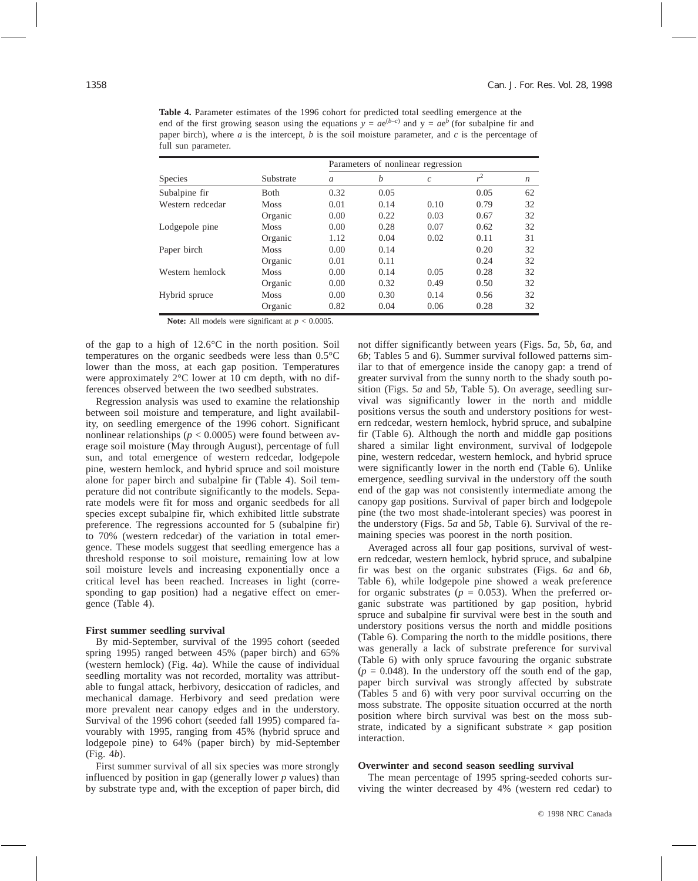**Table 4.** Parameter estimates of the 1996 cohort for predicted total seedling emergence at the end of the first growing season using the equations $y = ae^{(b-c)}$ and $y = ae^{b}$ (for subalpine fir and paper birch), where $a$ is the intercept, $b$ is the soil moisture parameter, and $c$ is the percentage of full sun parameter.

| Species | Substrate | Parameters of nonlinear regression | | | | |
|---|---|---|---|---|---|---|
| | | $a$ | $b$ | $c$ | $r^2$ | $n$ |
| Subalpine fir | Both | 0.32 | 0.05 | | 0.05 | 62 |
| Western redcedar | Moss | 0.01 | 0.14 | 0.10 | 0.79 | 32 |
| | Organic | 0.00 | 0.22 | 0.03 | 0.67 | 32 |
| Lodgepole pine | Moss | 0.00 | 0.28 | 0.07 | 0.62 | 32 |
| | Organic | 1.12 | 0.04 | 0.02 | 0.11 | 31 |
| Paper birch | Moss | 0.00 | 0.14 | | 0.20 | 32 |
| | Organic | 0.01 | 0.11 | | 0.24 | 32 |
| Western hemlock | Moss | 0.00 | 0.14 | 0.05 | 0.28 | 32 |
| | Organic | 0.00 | 0.32 | 0.49 | 0.50 | 32 |
| Hybrid spruce | Moss | 0.00 | 0.30 | 0.14 | 0.56 | 32 |
| | Organic | 0.82 | 0.04 | 0.06 | 0.28 | 32 |

**Note:** All models were significant at $p < 0.0005$.

of the gap to a high of 12.6°C in the north position. Soil temperatures on the organic seedbeds were less than 0.5°C lower than the moss, at each gap position. Temperatures were approximately 2°C lower at 10 cm depth, with no differences observed between the two seedbed substrates.

Regression analysis was used to examine the relationship between soil moisture and temperature, and light availability, on seedling emergence of the 1996 cohort. Significant nonlinear relationships ($p < 0.0005$) were found between average soil moisture (May through August), percentage of full sun, and total emergence of western redcedar, lodgepole pine, western hemlock, and hybrid spruce and soil moisture alone for paper birch and subalpine fir (Table 4). Soil temperature did not contribute significantly to the models. Separate models were fit for moss and organic seedbeds for all species except subalpine fir, which exhibited little substrate preference. The regressions accounted for 5 (subalpine fir) to 70% (western redcedar) of the variation in total emergence. These models suggest that seedling emergence has a threshold response to soil moisture, remaining low at low soil moisture levels and increasing exponentially once a critical level has been reached. Increases in light (corresponding to gap position) had a negative effect on emergence (Table 4).

### First summer seedling survival

By mid-September, survival of the 1995 cohort (seeded spring 1995) ranged between 45% (paper birch) and 65% (western hemlock) (Fig. 4*a*). While the cause of individual seedling mortality was not recorded, mortality was attributable to fungal attack, herbivory, desiccation of radicles, and mechanical damage. Herbivory and seed predation were more prevalent near canopy edges and in the understory. Survival of the 1996 cohort (seeded fall 1995) compared favourably with 1995, ranging from 45% (hybrid spruce and lodgepole pine) to 64% (paper birch) by mid-September (Fig. 4*b*).

First summer survival of all six species was more strongly influenced by position in gap (generally lower $p$ values) than by substrate type and, with the exception of paper birch, did not differ significantly between years (Figs. 5*a*, 5*b*, 6*a*, and 6*b*; Tables 5 and 6). Summer survival followed patterns similar to that of emergence inside the canopy gap: a trend of greater survival from the sunny north to the shady south position (Figs. 5*a* and 5*b*, Table 5). On average, seedling survival was significantly lower in the north and middle positions versus the south and understory positions for western redcedar, western hemlock, hybrid spruce, and subalpine fir (Table 6). Although the north and middle gap positions shared a similar light environment, survival of lodgepole pine, western redcedar, western hemlock, and hybrid spruce were significantly lower in the north end (Table 6). Unlike emergence, seedling survival in the understory off the south end of the gap was not consistently intermediate among the canopy gap positions. Survival of paper birch and lodgepole pine (the two most shade-intolerant species) was poorest in the understory (Figs. 5*a* and 5*b*, Table 6). Survival of the remaining species was poorest in the north position.

Averaged across all four gap positions, survival of western redcedar, western hemlock, hybrid spruce, and subalpine fir was best on the organic substrates (Figs. 6*a* and 6*b*, Table 6), while lodgepole pine showed a weak preference for organic substrates ($p = 0.053$). When the preferred organic substrate was partitioned by gap position, hybrid spruce and subalpine fir survival were best in the south and understory positions versus the north and middle positions (Table 6). Comparing the north to the middle positions, there was generally a lack of substrate preference for survival (Table 6) with only spruce favouring the organic substrate ($p = 0.048$). In the understory off the south end of the gap, paper birch survival was strongly affected by substrate (Tables 5 and 6) with very poor survival occurring on the moss substrate. The opposite situation occurred at the north position where birch survival was best on the moss substrate, indicated by a significant substrate × gap position interaction.

### Overwinter and second season seedling survival

The mean percentage of 1995 spring-seeded cohorts surviving the winter decreased by 4% (western red cedar) to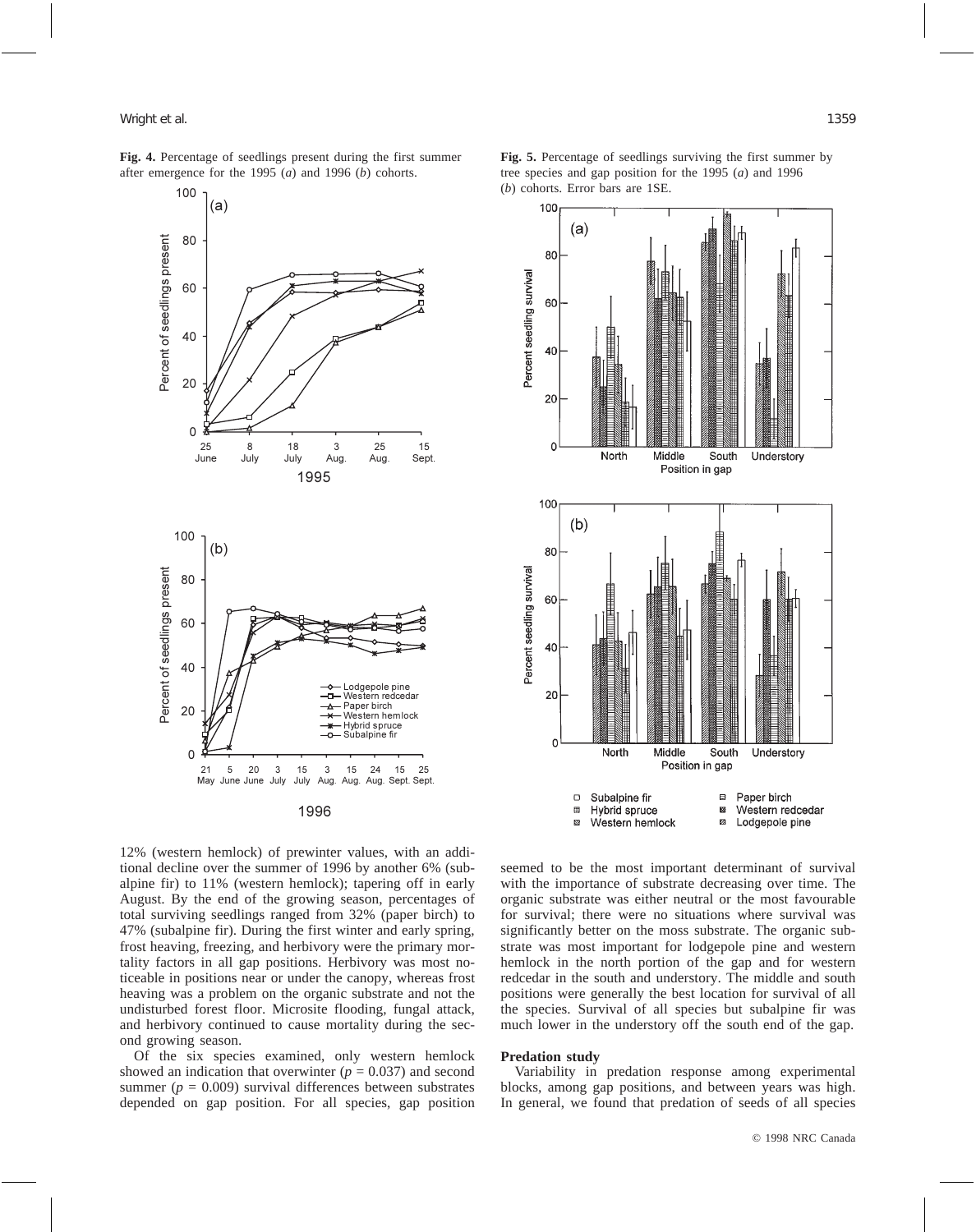**Fig. 4.** Percentage of seedlings present during the first summer after emergence for the 1995 (*a*) and 1996 (*b*) cohorts.

**Fig. 5.** Percentage of seedlings surviving the first summer by tree species and gap position for the 1995 (*a*) and 1996 (*b*) cohorts. Error bars are 1SE.

12% (western hemlock) of prewinter values, with an additional decline over the summer of 1996 by another 6% (subalpine fir) to 11% (western hemlock); tapering off in early August. By the end of the growing season, percentages of total surviving seedlings ranged from 32% (paper birch) to 47% (subalpine fir). During the first winter and early spring, frost heaving, freezing, and herbivory were the primary mortality factors in all gap positions. Herbivory was most noticeable in positions near or under the canopy, whereas frost heaving was a problem on the organic substrate and not the undisturbed forest floor. Microsite flooding, fungal attack, and herbivory continued to cause mortality during the second growing season.

Of the six species examined, only western hemlock showed an indication that overwinter ($p = 0.037$) and second summer ($p = 0.009$) survival differences between substrates depended on gap position. For all species, gap position seemed to be the most important determinant of survival with the importance of substrate decreasing over time. The organic substrate was either neutral or the most favourable for survival; there were no situations where survival was significantly better on the moss substrate. The organic substrate was most important for lodgepole pine and western hemlock in the north portion of the gap and for western redcedar in the south and understory. The middle and south positions were generally the best location for survival of all the species. Survival of all species but subalpine fir was much lower in the understory off the south end of the gap.

### Predation study

Variability in predation response among experimental blocks, among gap positions, and between years was high. In general, we found that predation of seeds of all species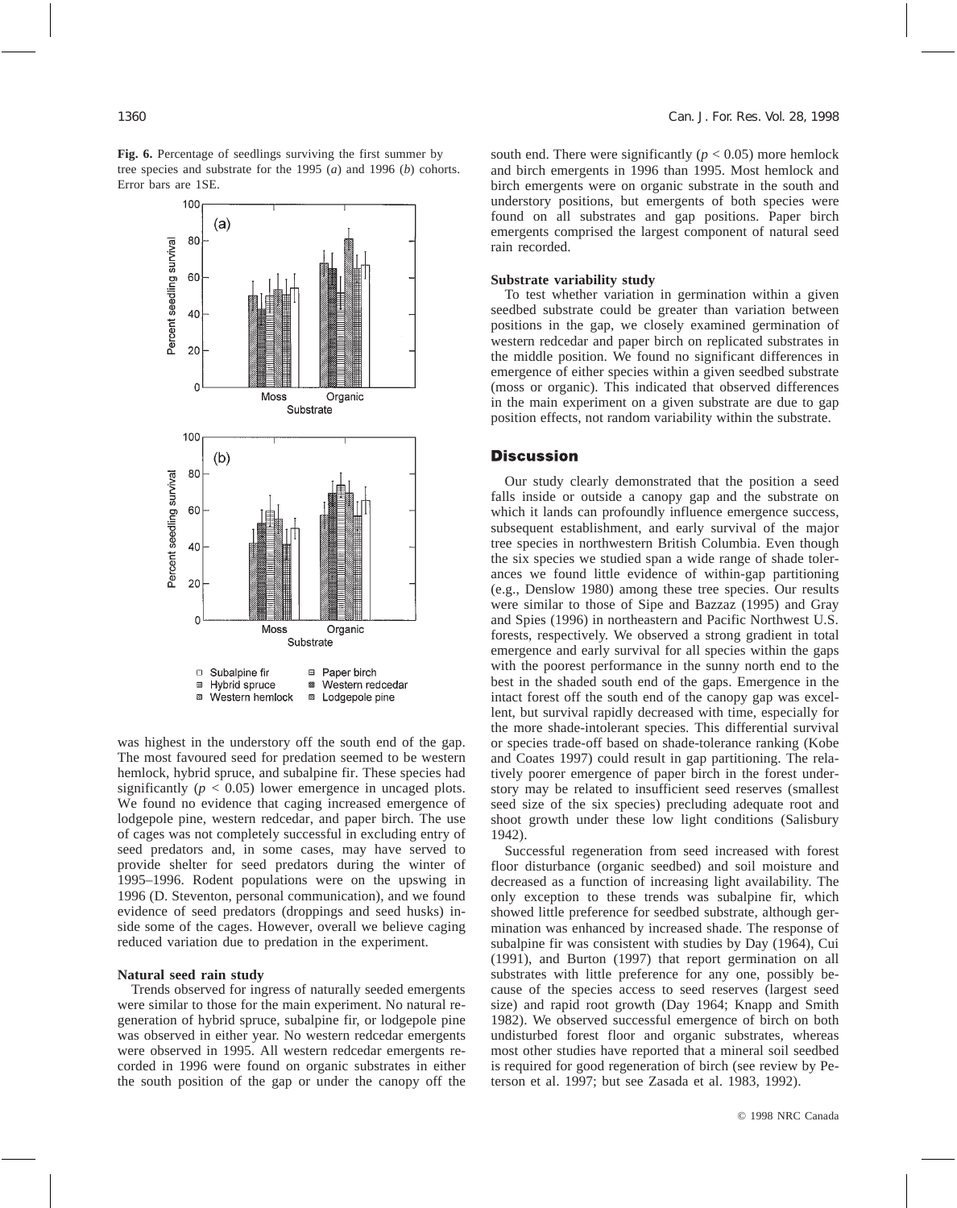**Fig. 6.** Percentage of seedlings surviving the first summer by tree species and substrate for the 1995 (*a*) and 1996 (*b*) cohorts. Error bars are 1SE.

(a)

Percent seedling survival

100
80
60
40
20
0

Moss
Organic
Substrate

(b)

Percent seedling survival

100
80
60
40
20
0

Moss
Organic
Substrate

Subalpine fir
Hybrid spruce
Western hemlock
Paper birch
Western redcedar
Lodgepole pine

was highest in the understory off the south end of the gap. The most favoured seed for predation seemed to be western hemlock, hybrid spruce, and subalpine fir. These species had significantly ($p < 0.05$) lower emergence in uncaged plots. We found no evidence that caging increased emergence of lodgepole pine, western redcedar, and paper birch. The use of cages was not completely successful in excluding entry of seed predators and, in some cases, may have served to provide shelter for seed predators during the winter of 1995–1996. Rodent populations were on the upswing in 1996 (D. Steventon, personal communication), and we found evidence of seed predators (droppings and seed husks) inside some of the cages. However, overall we believe caging reduced variation due to predation in the experiment.

### Natural seed rain study

Trends observed for ingress of naturally seeded emergents were similar to those for the main experiment. No natural regeneration of hybrid spruce, subalpine fir, or lodgepole pine was observed in either year. No western redcedar emergents were observed in 1995. All western redcedar emergents recorded in 1996 were found on organic substrates in either the south position of the gap or under the canopy off the south end. There were significantly ($p < 0.05$) more hemlock and birch emergents in 1996 than 1995. Most hemlock and birch emergents were on organic substrate in the south and understory positions, but emergents of both species were found on all substrates and gap positions. Paper birch emergents comprised the largest component of natural seed rain recorded.

### Substrate variability study

To test whether variation in germination within a given seedbed substrate could be greater than variation between positions in the gap, we closely examined germination of western redcedar and paper birch on replicated substrates in the middle position. We found no significant differences in emergence of either species within a given seedbed substrate (moss or organic). This indicated that observed differences in the main experiment on a given substrate are due to gap position effects, not random variability within the substrate.

## Discussion

Our study clearly demonstrated that the position a seed falls inside or outside a canopy gap and the substrate on which it lands can profoundly influence emergence success, subsequent establishment, and early survival of the major tree species in northwestern British Columbia. Even though the six species we studied span a wide range of shade tolerances we found little evidence of within-gap partitioning (e.g., Denslow 1980) among these tree species. Our results were similar to those of Sipe and Bazzaz (1995) and Gray and Spies (1996) in northeastern and Pacific Northwest U.S. forests, respectively. We observed a strong gradient in total emergence and early survival for all species within the gaps with the poorest performance in the sunny north end to the best in the shaded south end of the gaps. Emergence in the intact forest off the south end of the canopy gap was excellent, but survival rapidly decreased with time, especially for the more shade-intolerant species. This differential survival or species trade-off based on shade-tolerance ranking (Kobe and Coates 1997) could result in gap partitioning. The relatively poorer emergence of paper birch in the forest understory may be related to insufficient seed reserves (smallest seed size of the six species) precluding adequate root and shoot growth under these low light conditions (Salisbury 1942).

Successful regeneration from seed increased with forest floor disturbance (organic seedbed) and soil moisture and decreased as a function of increasing light availability. The only exception to these trends was subalpine fir, which showed little preference for seedbed substrate, although germination was enhanced by increased shade. The response of subalpine fir was consistent with studies by Day (1964), Cui (1991), and Burton (1997) that report germination on all substrates with little preference for any one, possibly because of the species access to seed reserves (largest seed size) and rapid root growth (Day 1964; Knapp and Smith 1982). We observed successful emergence of birch on both undisturbed forest floor and organic substrates, whereas most other studies have reported that a mineral soil seedbed is required for good regeneration of birch (see review by Peterson et al. 1997; but see Zasada et al. 1983, 1992).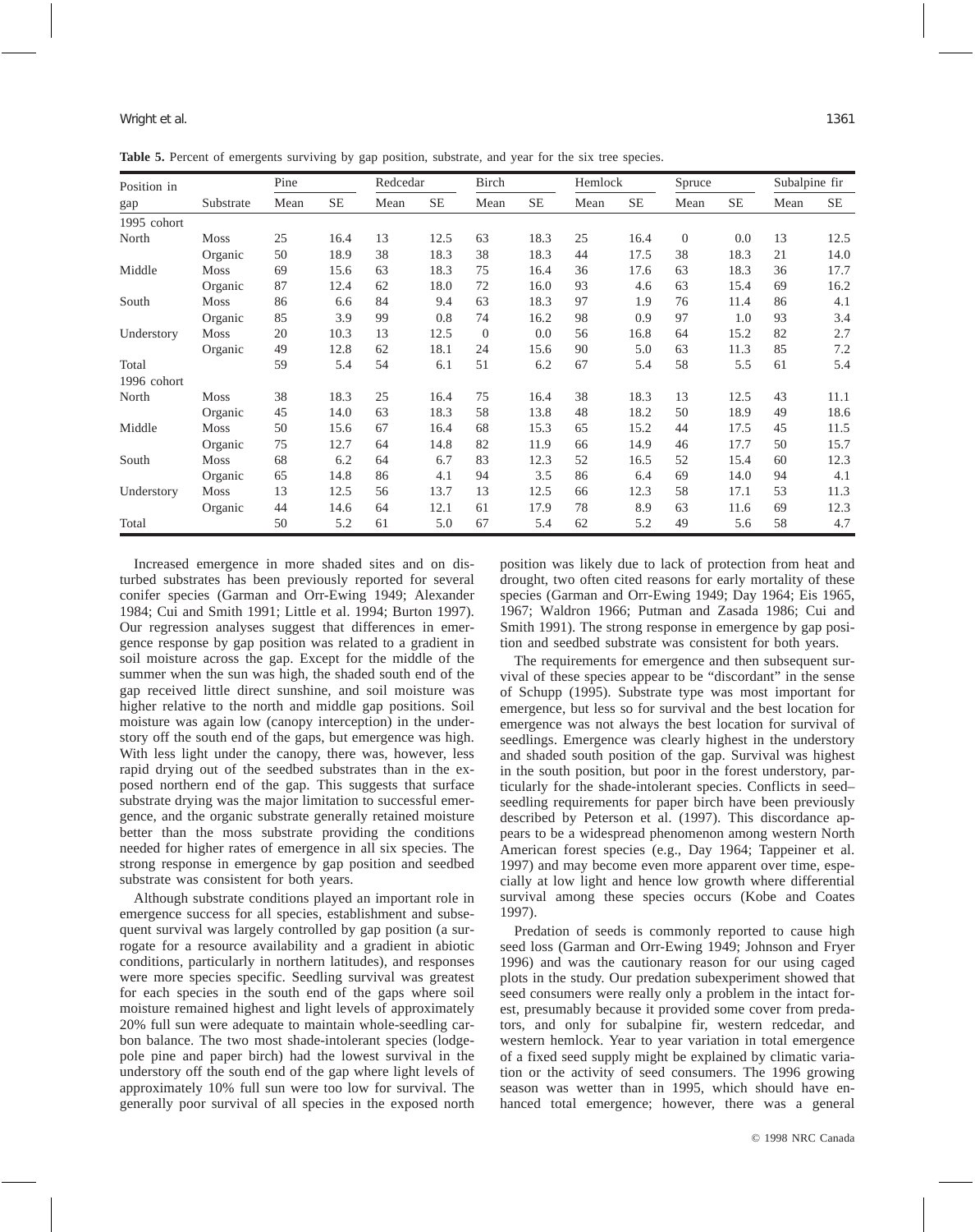**Table 5.** Percent of emergents surviving by gap position, substrate, and year for the six tree species.

| Position in gap | Substrate | Pine | | Redcedar | | Birch | | Hemlock | | Spruce | | Subalpine fir | |
|---|---|---|---|---|---|---|---|---|---|---|---|---|---|
| | | Mean | SE | Mean | SE | Mean | SE | Mean | SE | Mean | SE | Mean | SE |
| 1995 cohort | | | | | | | | | | | | | |
| North | Moss | 25 | 16.4 | 13 | 12.5 | 63 | 18.3 | 25 | 16.4 | 0 | 0.0 | 13 | 12.5 |
| | Organic | 50 | 18.9 | 38 | 18.3 | 38 | 18.3 | 44 | 17.5 | 38 | 18.3 | 21 | 14.0 |
| Middle | Moss | 69 | 15.6 | 63 | 18.3 | 75 | 16.4 | 36 | 17.6 | 63 | 18.3 | 36 | 17.7 |
| | Organic | 87 | 12.4 | 62 | 18.0 | 72 | 16.0 | 93 | 4.6 | 63 | 15.4 | 69 | 16.2 |
| South | Moss | 86 | 6.6 | 84 | 9.4 | 63 | 18.3 | 97 | 1.9 | 76 | 11.4 | 86 | 4.1 |
| | Organic | 85 | 3.9 | 99 | 0.8 | 74 | 16.2 | 98 | 0.9 | 97 | 1.0 | 93 | 3.4 |
| Understory | Moss | 20 | 10.3 | 13 | 12.5 | 0 | 0.0 | 56 | 16.8 | 64 | 15.2 | 82 | 2.7 |
| | Organic | 49 | 12.8 | 62 | 18.1 | 24 | 15.6 | 90 | 5.0 | 63 | 11.3 | 85 | 7.2 |
| Total | | 59 | 5.4 | 54 | 6.1 | 51 | 6.2 | 67 | 5.4 | 58 | 5.5 | 61 | 5.4 |
| 1996 cohort | | | | | | | | | | | | | |
| North | Moss | 38 | 18.3 | 25 | 16.4 | 75 | 16.4 | 38 | 18.3 | 13 | 12.5 | 43 | 11.1 |
| | Organic | 45 | 14.0 | 63 | 18.3 | 58 | 13.8 | 48 | 18.2 | 50 | 18.9 | 49 | 18.6 |
| Middle | Moss | 50 | 15.6 | 67 | 16.4 | 68 | 15.3 | 65 | 15.2 | 44 | 17.5 | 45 | 11.5 |
| | Organic | 75 | 12.7 | 64 | 14.8 | 82 | 11.9 | 66 | 14.9 | 46 | 17.7 | 50 | 15.7 |
| South | Moss | 68 | 6.2 | 64 | 6.7 | 83 | 12.3 | 52 | 16.5 | 52 | 15.4 | 60 | 12.3 |
| | Organic | 65 | 14.8 | 86 | 4.1 | 94 | 3.5 | 86 | 6.4 | 69 | 14.0 | 94 | 4.1 |
| Understory | Moss | 13 | 12.5 | 56 | 13.7 | 13 | 12.5 | 66 | 12.3 | 58 | 17.1 | 53 | 11.3 |
| | Organic | 44 | 14.6 | 64 | 12.1 | 61 | 17.9 | 78 | 8.9 | 63 | 11.6 | 69 | 12.3 |
| Total | | 50 | 5.2 | 61 | 5.0 | 67 | 5.4 | 62 | 5.2 | 49 | 5.6 | 58 | 4.7 |

Increased emergence in more shaded sites and on disturbed substrates has been previously reported for several conifer species (Garman and Orr-Ewing 1949; Alexander 1984; Cui and Smith 1991; Little et al. 1994; Burton 1997). Our regression analyses suggest that differences in emergence response by gap position was related to a gradient in soil moisture across the gap. Except for the middle of the summer when the sun was high, the shaded south end of the gap received little direct sunshine, and soil moisture was higher relative to the north and middle gap positions. Soil moisture was again low (canopy interception) in the understory off the south end of the gaps, but emergence was high. With less light under the canopy, there was, however, less rapid drying out of the seedbed substrates than in the exposed northern end of the gap. This suggests that surface substrate drying was the major limitation to successful emergence, and the organic substrate generally retained moisture better than the moss substrate providing the conditions needed for higher rates of emergence in all six species. The strong response in emergence by gap position and seedbed substrate was consistent for both years.

Although substrate conditions played an important role in emergence success for all species, establishment and subsequent survival was largely controlled by gap position (a surrogate for a resource availability and a gradient in abiotic conditions, particularly in northern latitudes), and responses were more species specific. Seedling survival was greatest for each species in the south end of the gaps where soil moisture remained highest and light levels of approximately 20% full sun were adequate to maintain whole-seedling carbon balance. The two most shade-intolerant species (lodgepole pine and paper birch) had the lowest survival in the understory off the south end of the gap where light levels of approximately 10% full sun were too low for survival. The generally poor survival of all species in the exposed north position was likely due to lack of protection from heat and drought, two often cited reasons for early mortality of these species (Garman and Orr-Ewing 1949; Day 1964; Eis 1965, 1967; Waldron 1966; Putman and Zasada 1986; Cui and Smith 1991). The strong response in emergence by gap position and seedbed substrate was consistent for both years.

The requirements for emergence and then subsequent survival of these species appear to be "discordant" in the sense of Schupp (1995). Substrate type was most important for emergence, but less so for survival and the best location for emergence was not always the best location for survival of seedlings. Emergence was clearly highest in the understory and shaded south position of the gap. Survival was highest in the south position, but poor in the forest understory, particularly for the shade-intolerant species. Conflicts in seed–seedling requirements for paper birch have been previously described by Peterson et al. (1997). This discordance appears to be a widespread phenomenon among western North American forest species (e.g., Day 1964; Tappeiner et al. 1997) and may become even more apparent over time, especially at low light and hence low growth where differential survival among these species occurs (Kobe and Coates 1997).

Predation of seeds is commonly reported to cause high seed loss (Garman and Orr-Ewing 1949; Johnson and Fryer 1996) and was the cautionary reason for our using caged plots in the study. Our predation subexperiment showed that seed consumers were really only a problem in the intact forest, presumably because it provided some cover from predators, and only for subalpine fir, western redcedar, and western hemlock. Year to year variation in total emergence of a fixed seed supply might be explained by climatic variation or the activity of seed consumers. The 1996 growing season was wetter than in 1995, which should have enhanced total emergence; however, there was a general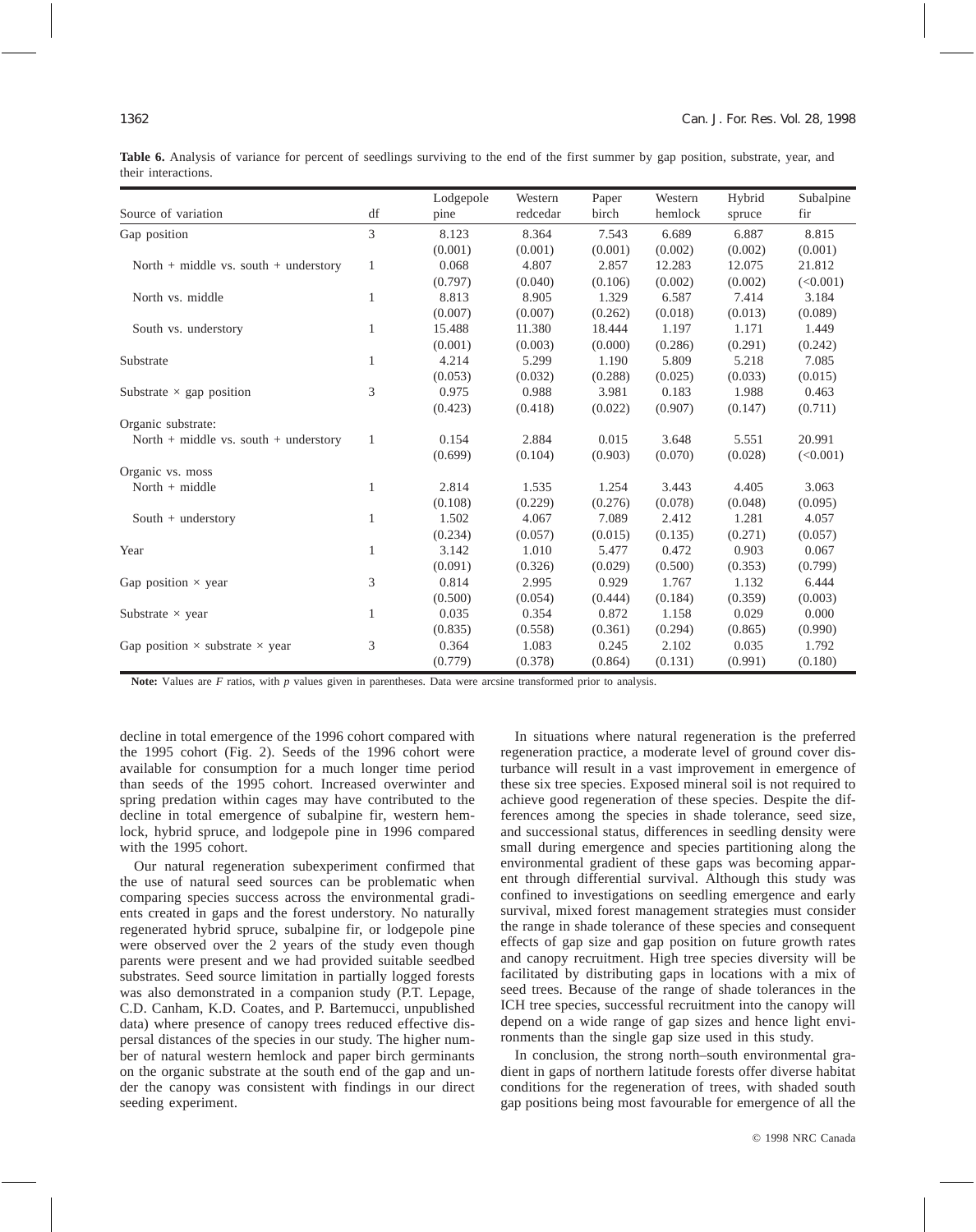**Table 6.** Analysis of variance for percent of seedlings surviving to the end of the first summer by gap position, substrate, year, and their interactions.

| Source of variation | df | Lodgepole pine | Western redcedar | Paper birch | Western hemlock | Hybrid spruce | Subalpine fir |
|---|---|---|---|---|---|---|---|
| Gap position | 3 | 8.123 | 8.364 | 7.543 | 6.689 | 6.887 | 8.815 |
| | | (0.001) | (0.001) | (0.001) | (0.002) | (0.002) | (0.001) |
| North + middle vs. south + understory | 1 | 0.068 | 4.807 | 2.857 | 12.283 | 12.075 | 21.812 |
| | | (0.797) | (0.040) | (0.106) | (0.002) | (0.002) | (<0.001) |
| North vs. middle | 1 | 8.813 | 8.905 | 1.329 | 6.587 | 7.414 | 3.184 |
| | | (0.007) | (0.007) | (0.262) | (0.018) | (0.013) | (0.089) |
| South vs. understory | 1 | 15.488 | 11.380 | 18.444 | 1.197 | 1.171 | 1.449 |
| | | (0.001) | (0.003) | (0.000) | (0.286) | (0.291) | (0.242) |
| Substrate | 1 | 4.214 | 5.299 | 1.190 | 5.809 | 5.218 | 7.085 |
| | | (0.053) | (0.032) | (0.288) | (0.025) | (0.033) | (0.015) |
| Substrate × gap position | 3 | 0.975 | 0.988 | 3.981 | 0.183 | 1.988 | 0.463 |
| | | (0.423) | (0.418) | (0.022) | (0.907) | (0.147) | (0.711) |
| Organic substrate: | | | | | | | |
| North + middle vs. south + understory | 1 | 0.154 | 2.884 | 0.015 | 3.648 | 5.551 | 20.991 |
| | | (0.699) | (0.104) | (0.903) | (0.070) | (0.028) | (<0.001) |
| Organic vs. moss | | | | | | | |
| North + middle | 1 | 2.814 | 1.535 | 1.254 | 3.443 | 4.405 | 3.063 |
| | | (0.108) | (0.229) | (0.276) | (0.078) | (0.048) | (0.095) |
| South + understory | 1 | 1.502 | 4.067 | 7.089 | 2.412 | 1.281 | 4.057 |
| | | (0.234) | (0.057) | (0.015) | (0.135) | (0.271) | (0.057) |
| Year | 1 | 3.142 | 1.010 | 5.477 | 0.472 | 0.903 | 0.067 |
| | | (0.091) | (0.326) | (0.029) | (0.500) | (0.353) | (0.799) |
| Gap position × year | 3 | 0.814 | 2.995 | 0.929 | 1.767 | 1.132 | 6.444 |
| | | (0.500) | (0.054) | (0.444) | (0.184) | (0.359) | (0.003) |
| Substrate × year | 1 | 0.035 | 0.354 | 0.872 | 1.158 | 0.029 | 0.000 |
| | | (0.835) | (0.558) | (0.361) | (0.294) | (0.865) | (0.990) |
| Gap position × substrate × year | 3 | 0.364 | 1.083 | 0.245 | 2.102 | 0.035 | 1.792 |
| | | (0.779) | (0.378) | (0.864) | (0.131) | (0.991) | (0.180) |

**Note:** Values are $F$ ratios, with $p$ values given in parentheses. Data were arcsine transformed prior to analysis.

decline in total emergence of the 1996 cohort compared with the 1995 cohort (Fig. 2). Seeds of the 1996 cohort were available for consumption for a much longer time period than seeds of the 1995 cohort. Increased overwinter and spring predation within cages may have contributed to the decline in total emergence of subalpine fir, western hemlock, hybrid spruce, and lodgepole pine in 1996 compared with the 1995 cohort.

Our natural regeneration subexperiment confirmed that the use of natural seed sources can be problematic when comparing species success across the environmental gradients created in gaps and the forest understory. No naturally regenerated hybrid spruce, subalpine fir, or lodgepole pine were observed over the 2 years of the study even though parents were present and we had provided suitable seedbed substrates. Seed source limitation in partially logged forests was also demonstrated in a companion study (P.T. Lepage, C.D. Canham, K.D. Coates, and P. Bartemucci, unpublished data) where presence of canopy trees reduced effective dispersal distances of the species in our study. The higher number of natural western hemlock and paper birch germinants on the organic substrate at the south end of the gap and under the canopy was consistent with findings in our direct seeding experiment.

In situations where natural regeneration is the preferred regeneration practice, a moderate level of ground cover disturbance will result in a vast improvement in emergence of these six tree species. Exposed mineral soil is not required to achieve good regeneration of these species. Despite the differences among the species in shade tolerance, seed size, and successional status, differences in seedling density were small during emergence and species partitioning along the environmental gradient of these gaps was becoming apparent through differential survival. Although this study was confined to investigations on seedling emergence and early survival, mixed forest management strategies must consider the range in shade tolerance of these species and consequent effects of gap size and gap position on future growth rates and canopy recruitment. High tree species diversity will be facilitated by distributing gaps in locations with a mix of seed trees. Because of the range of shade tolerances in the ICH tree species, successful recruitment into the canopy will depend on a wide range of gap sizes and hence light environments than the single gap size used in this study.

In conclusion, the strong north–south environmental gradient in gaps of northern latitude forests offer diverse habitat conditions for the regeneration of trees, with shaded south gap positions being most favourable for emergence of all the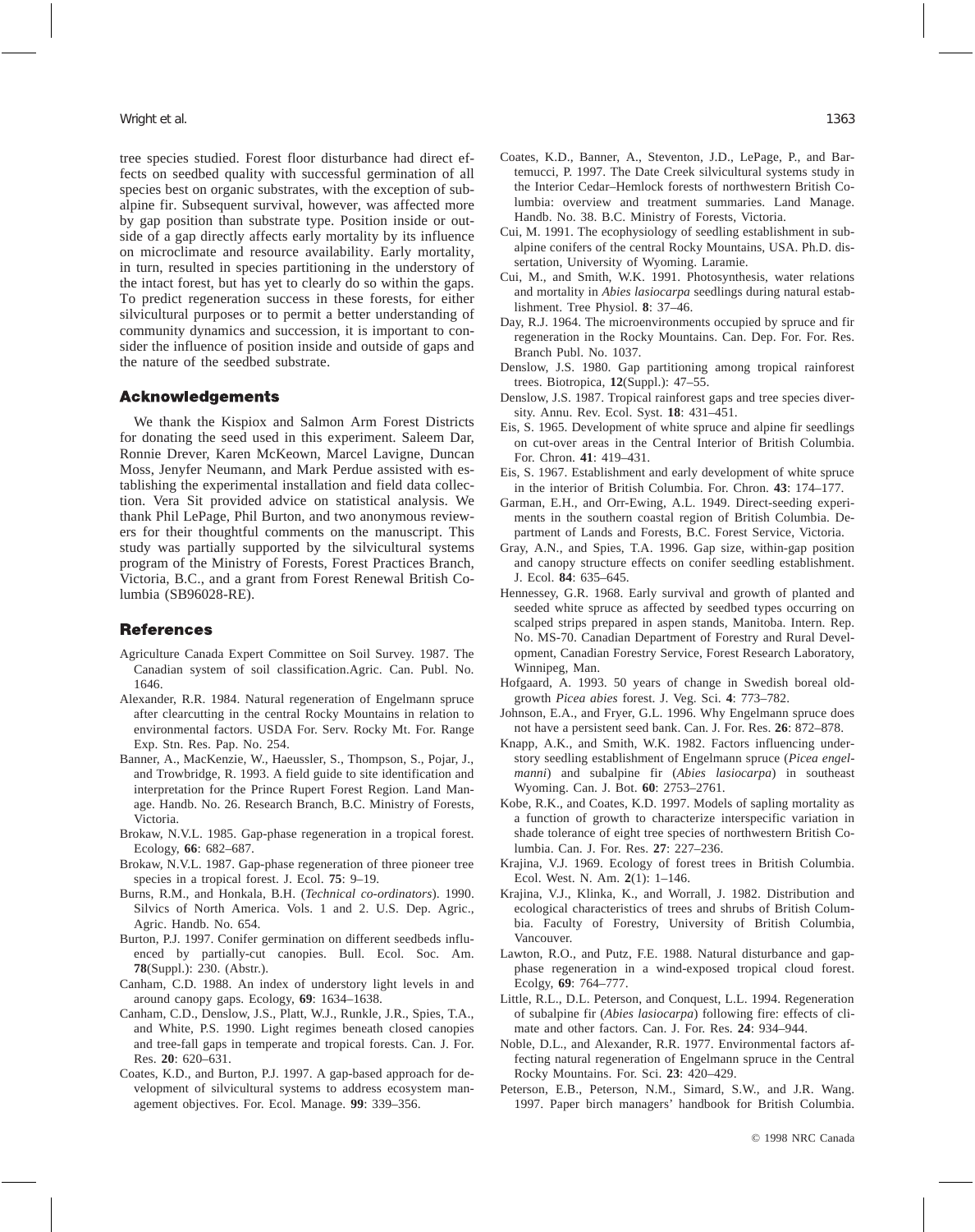tree species studied. Forest floor disturbance had direct effects on seedbed quality with successful germination of all species best on organic substrates, with the exception of subalpine fir. Subsequent survival, however, was affected more by gap position than substrate type. Position inside or outside of a gap directly affects early mortality by its influence on microclimate and resource availability. Early mortality, in turn, resulted in species partitioning in the understory of the intact forest, but has yet to clearly do so within the gaps. To predict regeneration success in these forests, for either silvicultural purposes or to permit a better understanding of community dynamics and succession, it is important to consider the influence of position inside and outside of gaps and the nature of the seedbed substrate.

## Acknowledgements

We thank the Kispiox and Salmon Arm Forest Districts for donating the seed used in this experiment. Saleem Dar, Ronnie Drever, Karen McKeown, Marcel Lavigne, Duncan Moss, Jenyfer Neumann, and Mark Perdue assisted with establishing the experimental installation and field data collection. Vera Sit provided advice on statistical analysis. We thank Phil LePage, Phil Burton, and two anonymous reviewers for their thoughtful comments on the manuscript. This study was partially supported by the silvicultural systems program of the Ministry of Forests, Forest Practices Branch, Victoria, B.C., and a grant from Forest Renewal British Columbia (SB96028-RE).

## References

Agriculture Canada Expert Committee on Soil Survey. 1987. The Canadian system of soil classification.Agric. Can. Publ. No. 1646.

Alexander, R.R. 1984. Natural regeneration of Engelmann spruce after clearcutting in the central Rocky Mountains in relation to environmental factors. USDA For. Serv. Rocky Mt. For. Range Exp. Stn. Res. Pap. No. 254.

Banner, A., MacKenzie, W., Haeussler, S., Thompson, S., Pojar, J., and Trowbridge, R. 1993. A field guide to site identification and interpretation for the Prince Rupert Forest Region. Land Manage. Handb. No. 26. Research Branch, B.C. Ministry of Forests, Victoria.

Brokaw, N.V.L. 1985. Gap-phase regeneration in a tropical forest. Ecology, **66**: 682–687.

Brokaw, N.V.L. 1987. Gap-phase regeneration of three pioneer tree species in a tropical forest. J. Ecol. **75**: 9–19.

Burns, R.M., and Honkala, B.H. (*Technical co-ordinators*). 1990. Silvics of North America. Vols. 1 and 2. U.S. Dep. Agric., Agric. Handb. No. 654.

Burton, P.J. 1997. Conifer germination on different seedbeds influenced by partially-cut canopies. Bull. Ecol. Soc. Am. **78**(Suppl.): 230. (Abstr.).

Canham, C.D. 1988. An index of understory light levels in and around canopy gaps. Ecology, **69**: 1634–1638.

Canham, C.D., Denslow, J.S., Platt, W.J., Runkle, J.R., Spies, T.A., and White, P.S. 1990. Light regimes beneath closed canopies and tree-fall gaps in temperate and tropical forests. Can. J. For. Res. **20**: 620–631.

Coates, K.D., and Burton, P.J. 1997. A gap-based approach for development of silvicultural systems to address ecosystem management objectives. For. Ecol. Manage. **99**: 339–356.

Coates, K.D., Banner, A., Steventon, J.D., LePage, P., and Bartemucci, P. 1997. The Date Creek silvicultural systems study in the Interior Cedar–Hemlock forests of northwestern British Columbia: overview and treatment summaries. Land Manage. Handb. No. 38. B.C. Ministry of Forests, Victoria.

Cui, M. 1991. The ecophysiology of seedling establishment in subalpine conifers of the central Rocky Mountains, USA. Ph.D. dissertation, University of Wyoming. Laramie.

Cui, M., and Smith, W.K. 1991. Photosynthesis, water relations and mortality in *Abies lasiocarpa* seedlings during natural establishment. Tree Physiol. **8**: 37–46.

Day, R.J. 1964. The microenvironments occupied by spruce and fir regeneration in the Rocky Mountains. Can. Dep. For. For. Res. Branch Publ. No. 1037.

Denslow, J.S. 1980. Gap partitioning among tropical rainforest trees. Biotropica, **12**(Suppl.): 47–55.

Denslow, J.S. 1987. Tropical rainforest gaps and tree species diversity. Annu. Rev. Ecol. Syst. **18**: 431–451.

Eis, S. 1965. Development of white spruce and alpine fir seedlings on cut-over areas in the Central Interior of British Columbia. For. Chron. **41**: 419–431.

Eis, S. 1967. Establishment and early development of white spruce in the interior of British Columbia. For. Chron. **43**: 174–177.

Garman, E.H., and Orr-Ewing, A.L. 1949. Direct-seeding experiments in the southern coastal region of British Columbia. Department of Lands and Forests, B.C. Forest Service, Victoria.

Gray, A.N., and Spies, T.A. 1996. Gap size, within-gap position and canopy structure effects on conifer seedling establishment. J. Ecol. **84**: 635–645.

Hennessey, G.R. 1968. Early survival and growth of planted and seeded white spruce as affected by seedbed types occurring on scalped strips prepared in aspen stands, Manitoba. Intern. Rep. No. MS-70. Canadian Department of Forestry and Rural Development, Canadian Forestry Service, Forest Research Laboratory, Winnipeg, Man.

Hofgaard, A. 1993. 50 years of change in Swedish boreal old-growth *Picea abies* forest. J. Veg. Sci. **4**: 773–782.

Johnson, E.A., and Fryer, G.L. 1996. Why Engelmann spruce does not have a persistent seed bank. Can. J. For. Res. **26**: 872–878.

Knapp, A.K., and Smith, W.K. 1982. Factors influencing understory seedling establishment of Engelmann spruce (*Picea engelmanni*) and subalpine fir (*Abies lasiocarpa*) in southeast Wyoming. Can. J. Bot. **60**: 2753–2761.

Kobe, R.K., and Coates, K.D. 1997. Models of sapling mortality as a function of growth to characterize interspecific variation in shade tolerance of eight tree species of northwestern British Columbia. Can. J. For. Res. **27**: 227–236.

Krajina, V.J. 1969. Ecology of forest trees in British Columbia. Ecol. West. N. Am. **2**(1): 1–146.

Krajina, V.J., Klinka, K., and Worrall, J. 1982. Distribution and ecological characteristics of trees and shrubs of British Columbia. Faculty of Forestry, University of British Columbia, Vancouver.

Lawton, R.O., and Putz, F.E. 1988. Natural disturbance and gap-phase regeneration in a wind-exposed tropical cloud forest. Ecolgy, **69**: 764–777.

Little, R.L., D.L. Peterson, and Conquest, L.L. 1994. Regeneration of subalpine fir (*Abies lasiocarpa*) following fire: effects of climate and other factors. Can. J. For. Res. **24**: 934–944.

Noble, D.L., and Alexander, R.R. 1977. Environmental factors affecting natural regeneration of Engelmann spruce in the Central Rocky Mountains. For. Sci. **23**: 420–429.

Peterson, E.B., Peterson, N.M., Simard, S.W., and J.R. Wang. 1997. Paper birch managers' handbook for British Columbia.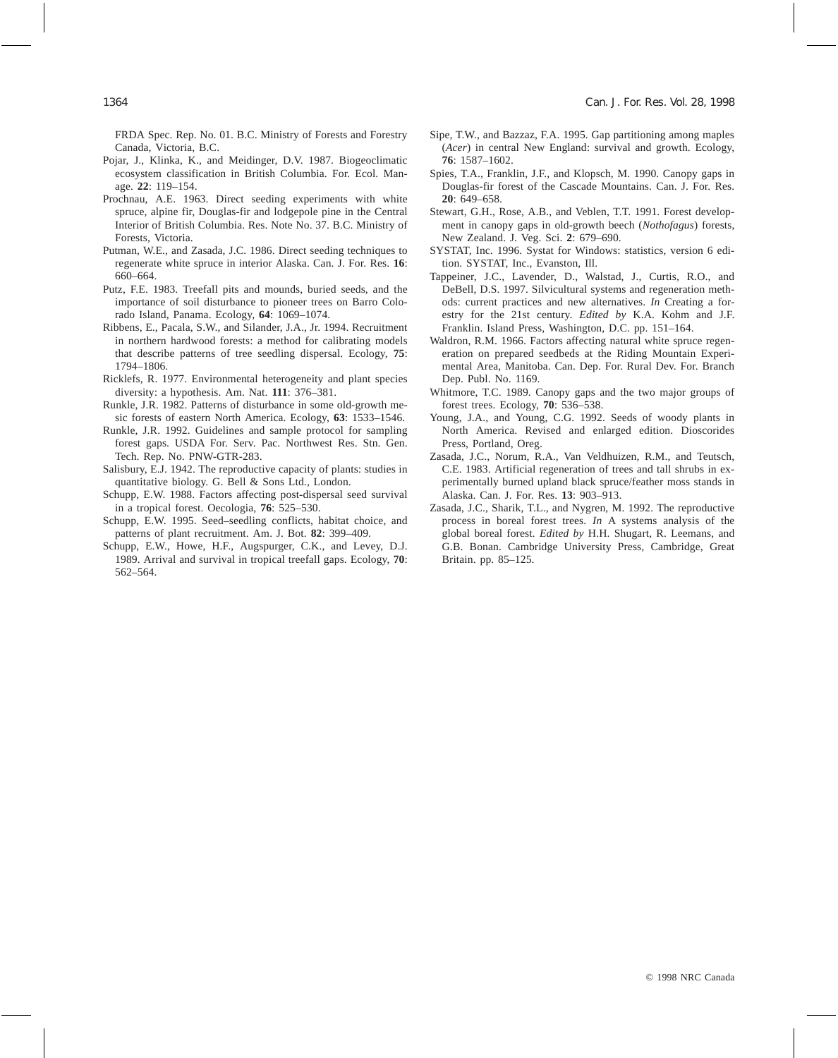FRDA Spec. Rep. No. 01. B.C. Ministry of Forests and Forestry Canada, Victoria, B.C.

Pojar, J., Klinka, K., and Meidinger, D.V. 1987. Biogeoclimatic ecosystem classification in British Columbia. For. Ecol. Manage. **22**: 119–154.

Prochnau, A.E. 1963. Direct seeding experiments with white spruce, alpine fir, Douglas-fir and lodgepole pine in the Central Interior of British Columbia. Res. Note No. 37. B.C. Ministry of Forests, Victoria.

Putman, W.E., and Zasada, J.C. 1986. Direct seeding techniques to regenerate white spruce in interior Alaska. Can. J. For. Res. **16**: 660–664.

Putz, F.E. 1983. Treefall pits and mounds, buried seeds, and the importance of soil disturbance to pioneer trees on Barro Colorado Island, Panama. Ecology, **64**: 1069–1074.

Ribbens, E., Pacala, S.W., and Silander, J.A., Jr. 1994. Recruitment in northern hardwood forests: a method for calibrating models that describe patterns of tree seedling dispersal. Ecology, **75**: 1794–1806.

Ricklefs, R. 1977. Environmental heterogeneity and plant species diversity: a hypothesis. Am. Nat. **111**: 376–381.

Runkle, J.R. 1982. Patterns of disturbance in some old-growth mesic forests of eastern North America. Ecology, **63**: 1533–1546.

Runkle, J.R. 1992. Guidelines and sample protocol for sampling forest gaps. USDA For. Serv. Pac. Northwest Res. Stn. Gen. Tech. Rep. No. PNW-GTR-283.

Salisbury, E.J. 1942. The reproductive capacity of plants: studies in quantitative biology. G. Bell & Sons Ltd., London.

Schupp, E.W. 1988. Factors affecting post-dispersal seed survival in a tropical forest. Oecologia, **76**: 525–530.

Schupp, E.W. 1995. Seed–seedling conflicts, habitat choice, and patterns of plant recruitment. Am. J. Bot. **82**: 399–409.

Schupp, E.W., Howe, H.F., Augspurger, C.K., and Levey, D.J. 1989. Arrival and survival in tropical treefall gaps. Ecology, **70**: 562–564.

Sipe, T.W., and Bazzaz, F.A. 1995. Gap partitioning among maples (*Acer*) in central New England: survival and growth. Ecology, **76**: 1587–1602.

Spies, T.A., Franklin, J.F., and Klopsch, M. 1990. Canopy gaps in Douglas-fir forest of the Cascade Mountains. Can. J. For. Res. **20**: 649–658.

Stewart, G.H., Rose, A.B., and Veblen, T.T. 1991. Forest development in canopy gaps in old-growth beech (*Nothofagus*) forests, New Zealand. J. Veg. Sci. **2**: 679–690.

SYSTAT, Inc. 1996. Systat for Windows: statistics, version 6 edition. SYSTAT, Inc., Evanston, Ill.

Tappeiner, J.C., Lavender, D., Walstad, J., Curtis, R.O., and DeBell, D.S. 1997. Silvicultural systems and regeneration methods: current practices and new alternatives. *In* Creating a forestry for the 21st century. *Edited by* K.A. Kohm and J.F. Franklin. Island Press, Washington, D.C. pp. 151–164.

Waldron, R.M. 1966. Factors affecting natural white spruce regeneration on prepared seedbeds at the Riding Mountain Experimental Area, Manitoba. Can. Dep. For. Rural Dev. For. Branch Dep. Publ. No. 1169.

Whitmore, T.C. 1989. Canopy gaps and the two major groups of forest trees. Ecology, **70**: 536–538.

Young, J.A., and Young, C.G. 1992. Seeds of woody plants in North America. Revised and enlarged edition. Dioscorides Press, Portland, Oreg.

Zasada, J.C., Norum, R.A., Van Veldhuizen, R.M., and Teutsch, C.E. 1983. Artificial regeneration of trees and tall shrubs in experimentally burned upland black spruce/feather moss stands in Alaska. Can. J. For. Res. **13**: 903–913.

Zasada, J.C., Sharik, T.L., and Nygren, M. 1992. The reproductive process in boreal forest trees. *In* A systems analysis of the global boreal forest. *Edited by* H.H. Shugart, R. Leemans, and G.B. Bonan. Cambridge University Press, Cambridge, Great Britain. pp. 85–125.